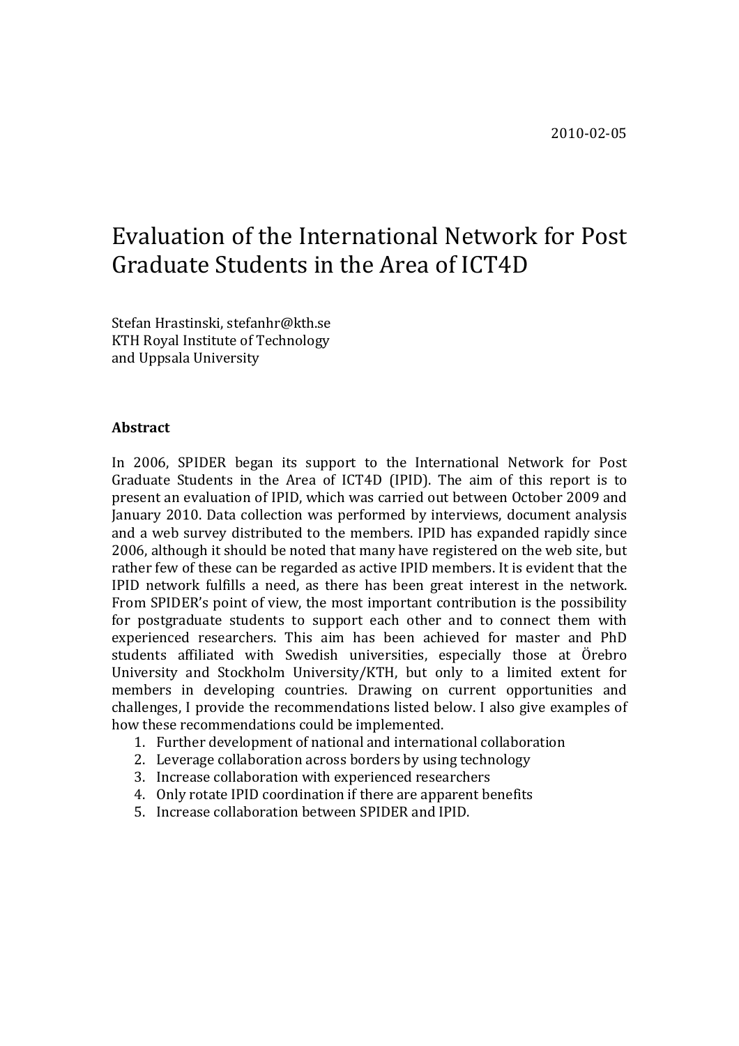2010-02-05

# Evaluation of the International Network for Post Graduate Students in the Area of ICT4D

Stefan Hrastinski, stefanhr@kth.se
KTH Royal Institute of Technology
and Uppsala University

**Abstract**

In 2006, SPIDER began its support to the International Network for Post Graduate Students in the Area of ICT4D (IPID). The aim of this report is to present an evaluation of IPID, which was carried out between October 2009 and January 2010. Data collection was performed by interviews, document analysis and a web survey distributed to the members. IPID has expanded rapidly since 2006, although it should be noted that many have registered on the web site, but rather few of these can be regarded as active IPID members. It is evident that the IPID network fulfills a need, as there has been great interest in the network. From SPIDER's point of view, the most important contribution is the possibility for postgraduate students to support each other and to connect them with experienced researchers. This aim has been achieved for master and PhD students affiliated with Swedish universities, especially those at Örebro University and Stockholm University/KTH, but only to a limited extent for members in developing countries. Drawing on current opportunities and challenges, I provide the recommendations listed below. I also give examples of how these recommendations could be implemented.

1. Further development of national and international collaboration
2. Leverage collaboration across borders by using technology
3. Increase collaboration with experienced researchers
4. Only rotate IPID coordination if there are apparent benefits
5. Increase collaboration between SPIDER and IPID.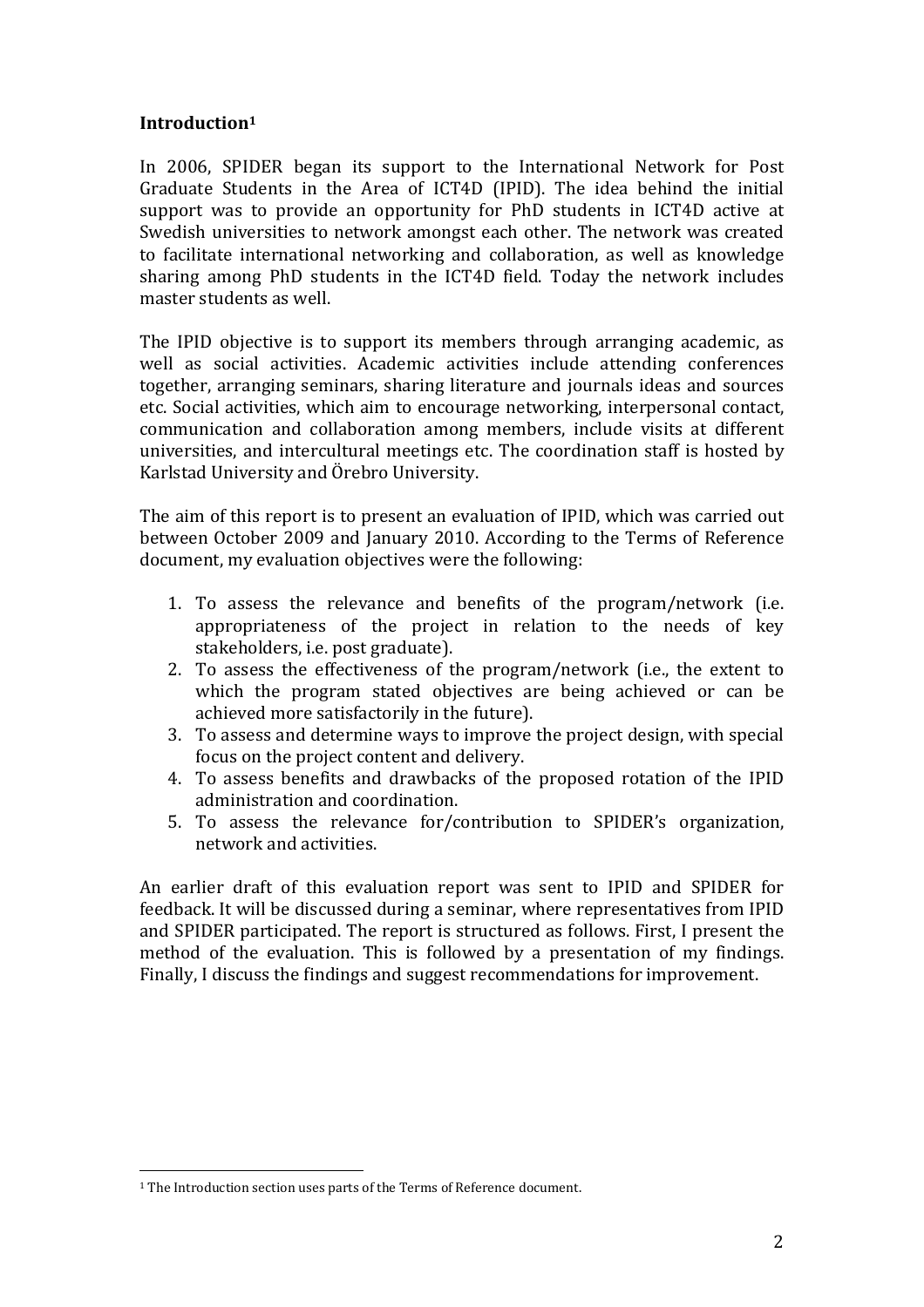## Introduction[1]

In 2006, SPIDER began its support to the International Network for Post Graduate Students in the Area of ICT4D (IPID). The idea behind the initial support was to provide an opportunity for PhD students in ICT4D active at Swedish universities to network amongst each other. The network was created to facilitate international networking and collaboration, as well as knowledge sharing among PhD students in the ICT4D field. Today the network includes master students as well.

The IPID objective is to support its members through arranging academic, as well as social activities. Academic activities include attending conferences together, arranging seminars, sharing literature and journals ideas and sources etc. Social activities, which aim to encourage networking, interpersonal contact, communication and collaboration among members, include visits at different universities, and intercultural meetings etc. The coordination staff is hosted by Karlstad University and Örebro University.

The aim of this report is to present an evaluation of IPID, which was carried out between October 2009 and January 2010. According to the Terms of Reference document, my evaluation objectives were the following:

1. To assess the relevance and benefits of the program/network (i.e. appropriateness of the project in relation to the needs of key stakeholders, i.e. post graduate).
2. To assess the effectiveness of the program/network (i.e., the extent to which the program stated objectives are being achieved or can be achieved more satisfactorily in the future).
3. To assess and determine ways to improve the project design, with special focus on the project content and delivery.
4. To assess benefits and drawbacks of the proposed rotation of the IPID administration and coordination.
5. To assess the relevance for/contribution to SPIDER's organization, network and activities.

An earlier draft of this evaluation report was sent to IPID and SPIDER for feedback. It will be discussed during a seminar, where representatives from IPID and SPIDER participated. The report is structured as follows. First, I present the method of the evaluation. This is followed by a presentation of my findings. Finally, I discuss the findings and suggest recommendations for improvement.

[1] The Introduction section uses parts of the Terms of Reference document.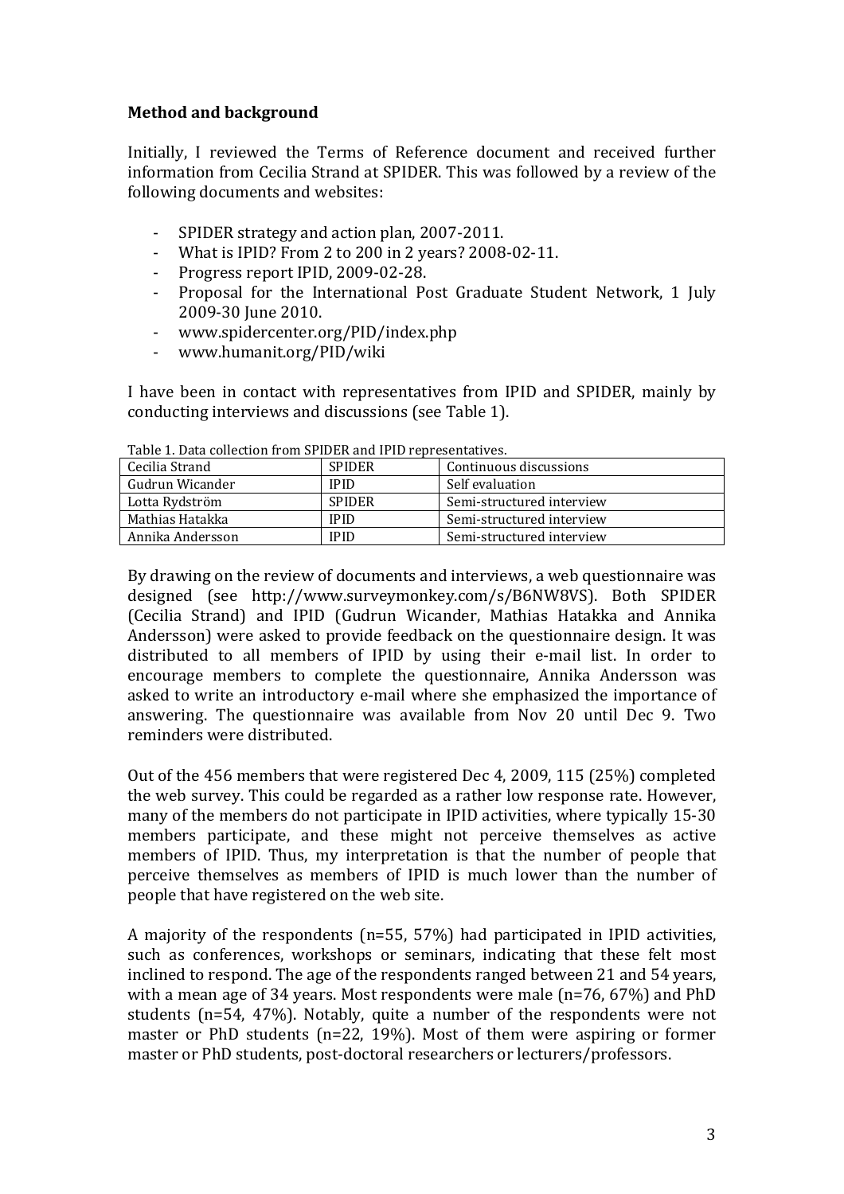**Method and background**

Initially, I reviewed the Terms of Reference document and received further information from Cecilia Strand at SPIDER. This was followed by a review of the following documents and websites:

- SPIDER strategy and action plan, 2007-2011.
- What is IPID? From 2 to 200 in 2 years? 2008-02-11.
- Progress report IPID, 2009-02-28.
- Proposal for the International Post Graduate Student Network, 1 July 2009-30 June 2010.
- www.spidercenter.org/PID/index.php
- www.humanit.org/PID/wiki

I have been in contact with representatives from IPID and SPIDER, mainly by conducting interviews and discussions (see Table 1).

Table 1. Data collection from SPIDER and IPID representatives.

| Cecilia Strand | SPIDER | Continuous discussions |
|---|---|---|
| Gudrun Wicander | IPID | Self evaluation |
| Lotta Rydström | SPIDER | Semi-structured interview |
| Mathias Hatakka | IPID | Semi-structured interview |
| Annika Andersson | IPID | Semi-structured interview |

By drawing on the review of documents and interviews, a web questionnaire was designed (see http://www.surveymonkey.com/s/B6NW8VS). Both SPIDER (Cecilia Strand) and IPID (Gudrun Wicander, Mathias Hatakka and Annika Andersson) were asked to provide feedback on the questionnaire design. It was distributed to all members of IPID by using their e-mail list. In order to encourage members to complete the questionnaire, Annika Andersson was asked to write an introductory e-mail where she emphasized the importance of answering. The questionnaire was available from Nov 20 until Dec 9. Two reminders were distributed.

Out of the 456 members that were registered Dec 4, 2009, 115 (25%) completed the web survey. This could be regarded as a rather low response rate. However, many of the members do not participate in IPID activities, where typically 15-30 members participate, and these might not perceive themselves as active members of IPID. Thus, my interpretation is that the number of people that perceive themselves as members of IPID is much lower than the number of people that have registered on the web site.

A majority of the respondents (n=55, 57%) had participated in IPID activities, such as conferences, workshops or seminars, indicating that these felt most inclined to respond. The age of the respondents ranged between 21 and 54 years, with a mean age of 34 years. Most respondents were male (n=76, 67%) and PhD students (n=54, 47%). Notably, quite a number of the respondents were not master or PhD students (n=22, 19%). Most of them were aspiring or former master or PhD students, post-doctoral researchers or lecturers/professors.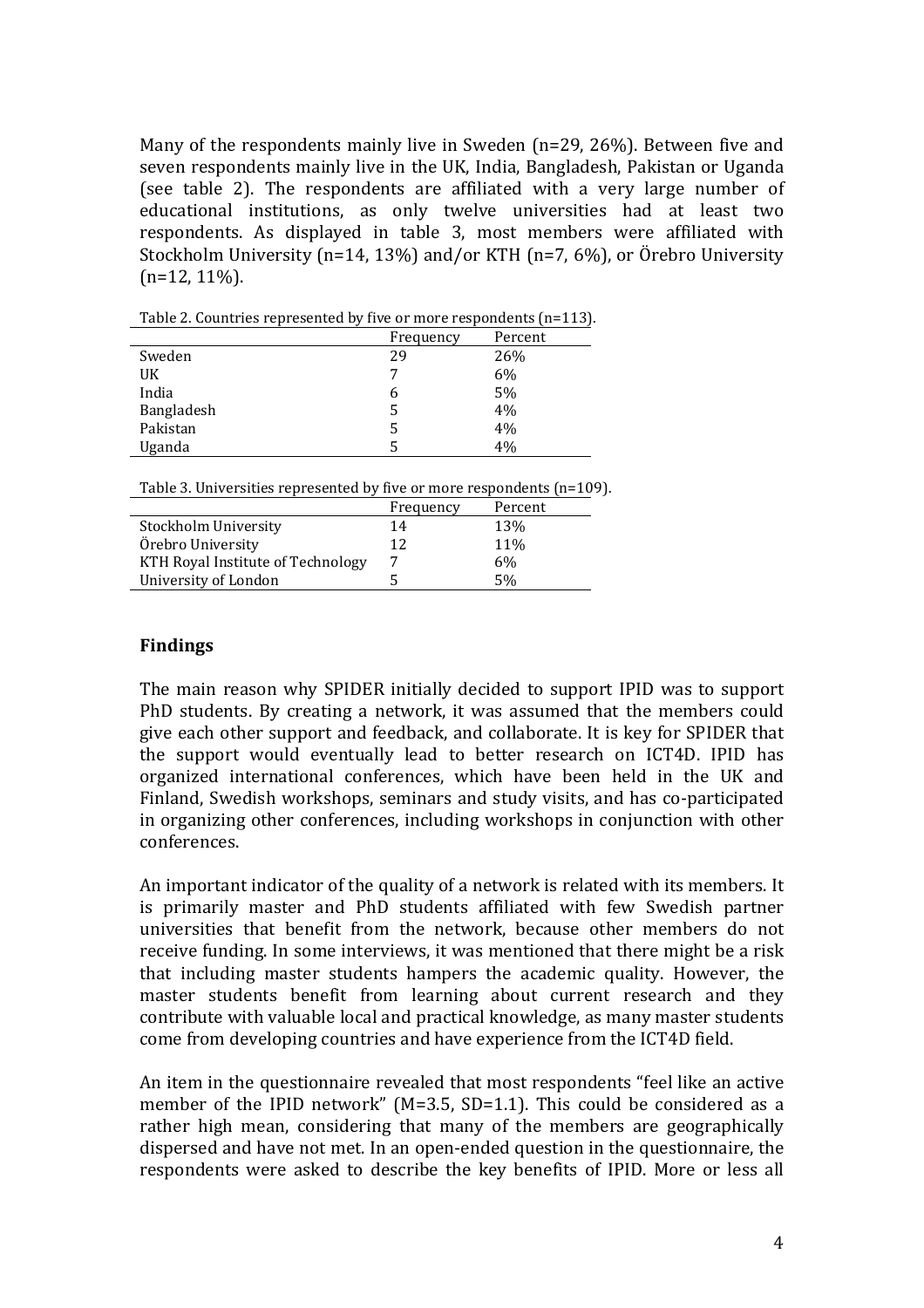Many of the respondents mainly live in Sweden (n=29, 26%). Between five and seven respondents mainly live in the UK, India, Bangladesh, Pakistan or Uganda (see table 2). The respondents are affiliated with a very large number of educational institutions, as only twelve universities had at least two respondents. As displayed in table 3, most members were affiliated with Stockholm University (n=14, 13%) and/or KTH (n=7, 6%), or Örebro University (n=12, 11%).

Table 2. Countries represented by five or more respondents (n=113).

| | Frequency | Percent |
|---|---|---|
| Sweden | 29 | 26% |
| UK | 7 | 6% |
| India | 6 | 5% |
| Bangladesh | 5 | 4% |
| Pakistan | 5 | 4% |
| Uganda | 5 | 4% |

Table 3. Universities represented by five or more respondents (n=109).

| | Frequency | Percent |
|---|---|---|
| Stockholm University | 14 | 13% |
| Örebro University | 12 | 11% |
| KTH Royal Institute of Technology | 7 | 6% |
| University of London | 5 | 5% |

## Findings

The main reason why SPIDER initially decided to support IPID was to support PhD students. By creating a network, it was assumed that the members could give each other support and feedback, and collaborate. It is key for SPIDER that the support would eventually lead to better research on ICT4D. IPID has organized international conferences, which have been held in the UK and Finland, Swedish workshops, seminars and study visits, and has co-participated in organizing other conferences, including workshops in conjunction with other conferences.

An important indicator of the quality of a network is related with its members. It is primarily master and PhD students affiliated with few Swedish partner universities that benefit from the network, because other members do not receive funding. In some interviews, it was mentioned that there might be a risk that including master students hampers the academic quality. However, the master students benefit from learning about current research and they contribute with valuable local and practical knowledge, as many master students come from developing countries and have experience from the ICT4D field.

An item in the questionnaire revealed that most respondents "feel like an active member of the IPID network" (M=3.5, SD=1.1). This could be considered as a rather high mean, considering that many of the members are geographically dispersed and have not met. In an open-ended question in the questionnaire, the respondents were asked to describe the key benefits of IPID. More or less all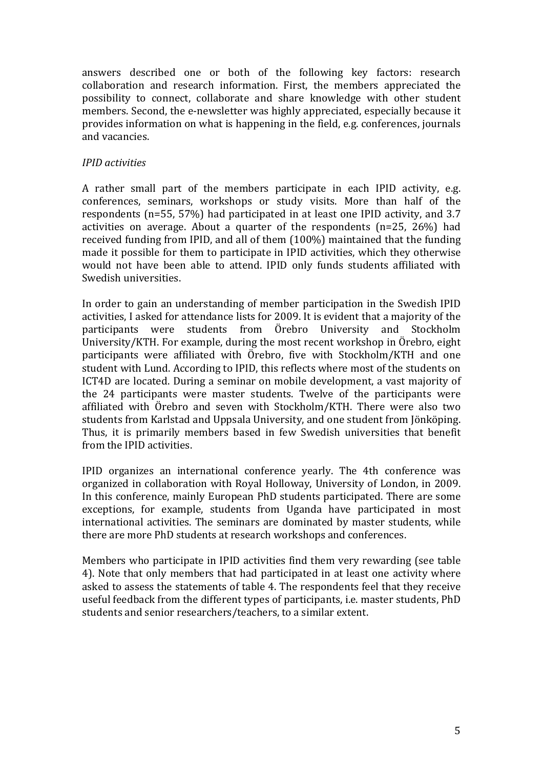answers described one or both of the following key factors: research collaboration and research information. First, the members appreciated the possibility to connect, collaborate and share knowledge with other student members. Second, the e-newsletter was highly appreciated, especially because it provides information on what is happening in the field, e.g. conferences, journals and vacancies.

*IPID activities*

A rather small part of the members participate in each IPID activity, e.g. conferences, seminars, workshops or study visits. More than half of the respondents (n=55, 57%) had participated in at least one IPID activity, and 3.7 activities on average. About a quarter of the respondents (n=25, 26%) had received funding from IPID, and all of them (100%) maintained that the funding made it possible for them to participate in IPID activities, which they otherwise would not have been able to attend. IPID only funds students affiliated with Swedish universities.

In order to gain an understanding of member participation in the Swedish IPID activities, I asked for attendance lists for 2009. It is evident that a majority of the participants were students from Örebro University and Stockholm University/KTH. For example, during the most recent workshop in Örebro, eight participants were affiliated with Örebro, five with Stockholm/KTH and one student with Lund. According to IPID, this reflects where most of the students on ICT4D are located. During a seminar on mobile development, a vast majority of the 24 participants were master students. Twelve of the participants were affiliated with Örebro and seven with Stockholm/KTH. There were also two students from Karlstad and Uppsala University, and one student from Jönköping. Thus, it is primarily members based in few Swedish universities that benefit from the IPID activities.

IPID organizes an international conference yearly. The 4th conference was organized in collaboration with Royal Holloway, University of London, in 2009. In this conference, mainly European PhD students participated. There are some exceptions, for example, students from Uganda have participated in most international activities. The seminars are dominated by master students, while there are more PhD students at research workshops and conferences.

Members who participate in IPID activities find them very rewarding (see table 4). Note that only members that had participated in at least one activity where asked to assess the statements of table 4. The respondents feel that they receive useful feedback from the different types of participants, i.e. master students, PhD students and senior researchers/teachers, to a similar extent.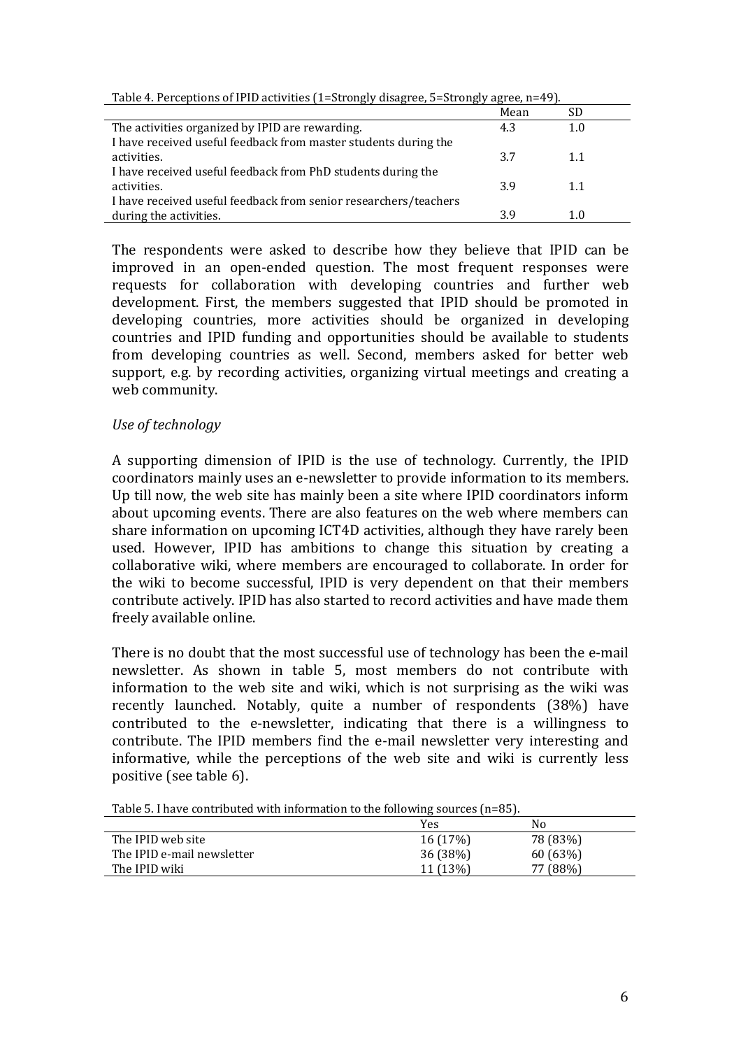Table 4. Perceptions of IPID activities (1=Strongly disagree, 5=Strongly agree, n=49).

| | Mean | SD |
|---|---|---|
| The activities organized by IPID are rewarding. | 4.3 | 1.0 |
| I have received useful feedback from master students during the activities. | 3.7 | 1.1 |
| I have received useful feedback from PhD students during the activities. | 3.9 | 1.1 |
| I have received useful feedback from senior researchers/teachers during the activities. | 3.9 | 1.0 |

The respondents were asked to describe how they believe that IPID can be improved in an open-ended question. The most frequent responses were requests for collaboration with developing countries and further web development. First, the members suggested that IPID should be promoted in developing countries, more activities should be organized in developing countries and IPID funding and opportunities should be available to students from developing countries as well. Second, members asked for better web support, e.g. by recording activities, organizing virtual meetings and creating a web community.

*Use of technology*

A supporting dimension of IPID is the use of technology. Currently, the IPID coordinators mainly uses an e-newsletter to provide information to its members. Up till now, the web site has mainly been a site where IPID coordinators inform about upcoming events. There are also features on the web where members can share information on upcoming ICT4D activities, although they have rarely been used. However, IPID has ambitions to change this situation by creating a collaborative wiki, where members are encouraged to collaborate. In order for the wiki to become successful, IPID is very dependent on that their members contribute actively. IPID has also started to record activities and have made them freely available online.

There is no doubt that the most successful use of technology has been the e-mail newsletter. As shown in table 5, most members do not contribute with information to the web site and wiki, which is not surprising as the wiki was recently launched. Notably, quite a number of respondents (38%) have contributed to the e-newsletter, indicating that there is a willingness to contribute. The IPID members find the e-mail newsletter very interesting and informative, while the perceptions of the web site and wiki is currently less positive (see table 6).

Table 5. I have contributed with information to the following sources (n=85).

| | Yes | No |
|---|---|---|
| The IPID web site | 16 (17%) | 78 (83%) |
| The IPID e-mail newsletter | 36 (38%) | 60 (63%) |
| The IPID wiki | 11 (13%) | 77 (88%) |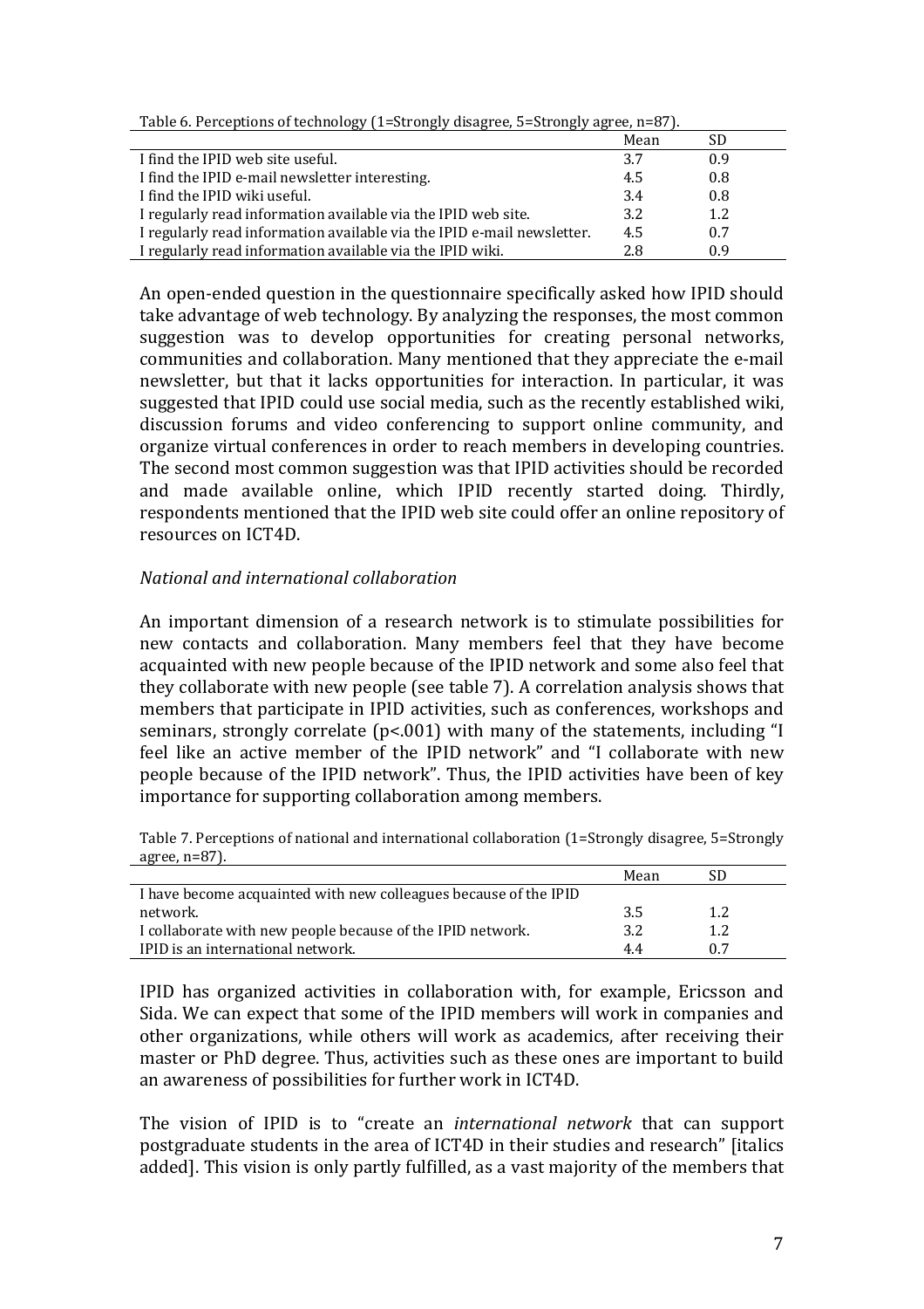Table 6. Perceptions of technology (1=Strongly disagree, 5=Strongly agree, n=87).

| | Mean | SD |
|---|---|---|
| I find the IPID web site useful. | 3.7 | 0.9 |
| I find the IPID e-mail newsletter interesting. | 4.5 | 0.8 |
| I find the IPID wiki useful. | 3.4 | 0.8 |
| I regularly read information available via the IPID web site. | 3.2 | 1.2 |
| I regularly read information available via the IPID e-mail newsletter. | 4.5 | 0.7 |
| I regularly read information available via the IPID wiki. | 2.8 | 0.9 |

An open-ended question in the questionnaire specifically asked how IPID should take advantage of web technology. By analyzing the responses, the most common suggestion was to develop opportunities for creating personal networks, communities and collaboration. Many mentioned that they appreciate the e-mail newsletter, but that it lacks opportunities for interaction. In particular, it was suggested that IPID could use social media, such as the recently established wiki, discussion forums and video conferencing to support online community, and organize virtual conferences in order to reach members in developing countries. The second most common suggestion was that IPID activities should be recorded and made available online, which IPID recently started doing. Thirdly, respondents mentioned that the IPID web site could offer an online repository of resources on ICT4D.

*National and international collaboration*

An important dimension of a research network is to stimulate possibilities for new contacts and collaboration. Many members feel that they have become acquainted with new people because of the IPID network and some also feel that they collaborate with new people (see table 7). A correlation analysis shows that members that participate in IPID activities, such as conferences, workshops and seminars, strongly correlate ($p<.001$) with many of the statements, including "I feel like an active member of the IPID network" and "I collaborate with new people because of the IPID network". Thus, the IPID activities have been of key importance for supporting collaboration among members.

Table 7. Perceptions of national and international collaboration (1=Strongly disagree, 5=Strongly agree, n=87).

| | Mean | SD |
|---|---|---|
| I have become acquainted with new colleagues because of the IPID network. | 3.5 | 1.2 |
| I collaborate with new people because of the IPID network. | 3.2 | 1.2 |
| IPID is an international network. | 4.4 | 0.7 |

IPID has organized activities in collaboration with, for example, Ericsson and Sida. We can expect that some of the IPID members will work in companies and other organizations, while others will work as academics, after receiving their master or PhD degree. Thus, activities such as these ones are important to build an awareness of possibilities for further work in ICT4D.

The vision of IPID is to "create an *international network* that can support postgraduate students in the area of ICT4D in their studies and research" [italics added]. This vision is only partly fulfilled, as a vast majority of the members that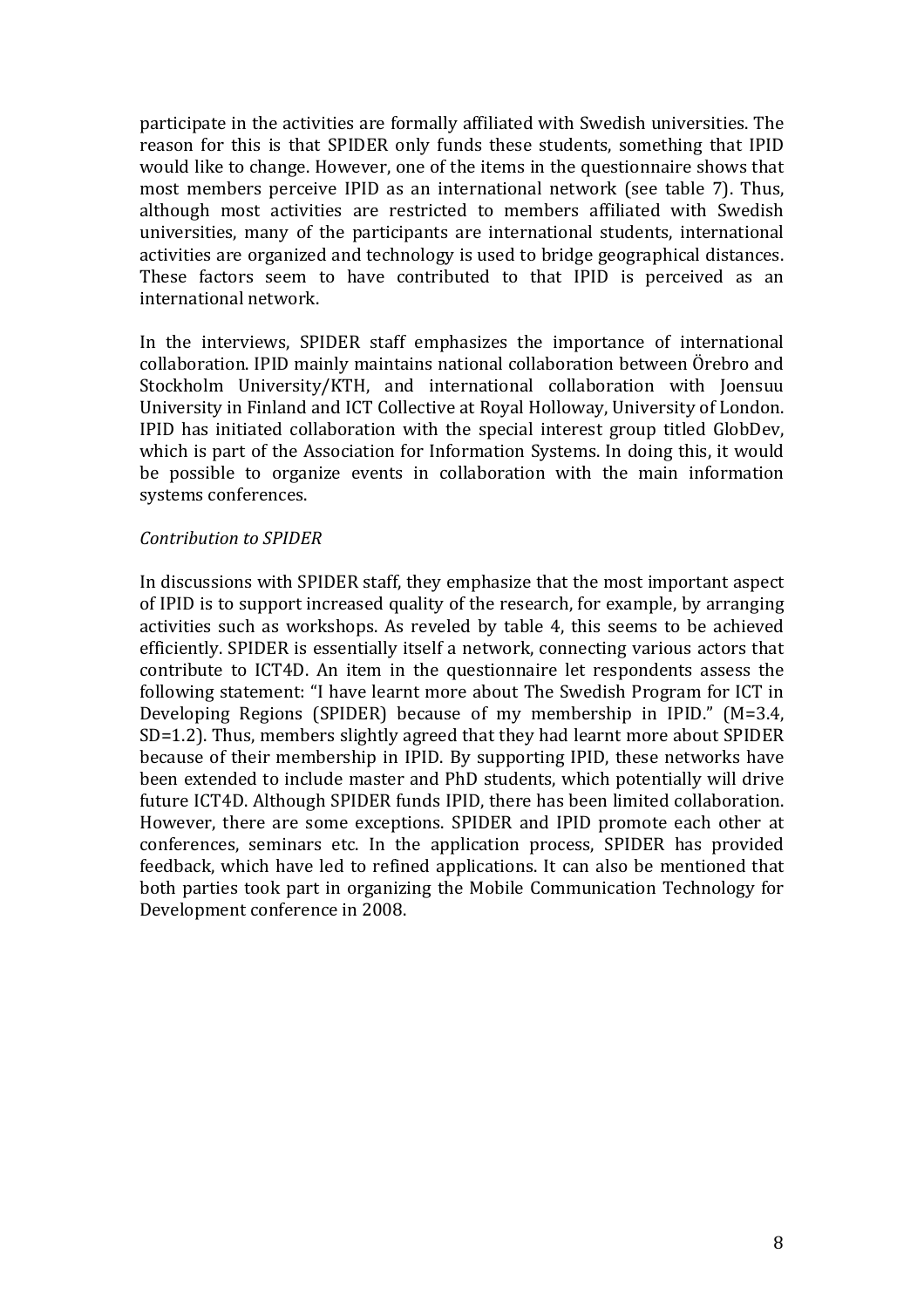participate in the activities are formally affiliated with Swedish universities. The reason for this is that SPIDER only funds these students, something that IPID would like to change. However, one of the items in the questionnaire shows that most members perceive IPID as an international network (see table 7). Thus, although most activities are restricted to members affiliated with Swedish universities, many of the participants are international students, international activities are organized and technology is used to bridge geographical distances. These factors seem to have contributed to that IPID is perceived as an international network.

In the interviews, SPIDER staff emphasizes the importance of international collaboration. IPID mainly maintains national collaboration between Örebro and Stockholm University/KTH, and international collaboration with Joensuu University in Finland and ICT Collective at Royal Holloway, University of London. IPID has initiated collaboration with the special interest group titled GlobDev, which is part of the Association for Information Systems. In doing this, it would be possible to organize events in collaboration with the main information systems conferences.

*Contribution to SPIDER*

In discussions with SPIDER staff, they emphasize that the most important aspect of IPID is to support increased quality of the research, for example, by arranging activities such as workshops. As reveled by table 4, this seems to be achieved efficiently. SPIDER is essentially itself a network, connecting various actors that contribute to ICT4D. An item in the questionnaire let respondents assess the following statement: "I have learnt more about The Swedish Program for ICT in Developing Regions (SPIDER) because of my membership in IPID." (M=3.4, SD=1.2). Thus, members slightly agreed that they had learnt more about SPIDER because of their membership in IPID. By supporting IPID, these networks have been extended to include master and PhD students, which potentially will drive future ICT4D. Although SPIDER funds IPID, there has been limited collaboration. However, there are some exceptions. SPIDER and IPID promote each other at conferences, seminars etc. In the application process, SPIDER has provided feedback, which have led to refined applications. It can also be mentioned that both parties took part in organizing the Mobile Communication Technology for Development conference in 2008.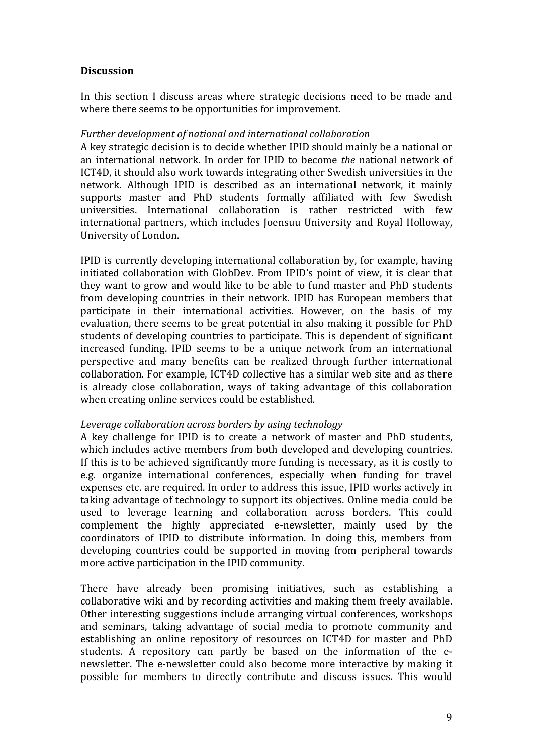## Discussion

In this section I discuss areas where strategic decisions need to be made and where there seems to be opportunities for improvement.

*Further development of national and international collaboration*

A key strategic decision is to decide whether IPID should mainly be a national or an international network. In order for IPID to become *the* national network of ICT4D, it should also work towards integrating other Swedish universities in the network. Although IPID is described as an international network, it mainly supports master and PhD students formally affiliated with few Swedish universities. International collaboration is rather restricted with few international partners, which includes Joensuu University and Royal Holloway, University of London.

IPID is currently developing international collaboration by, for example, having initiated collaboration with GlobDev. From IPID's point of view, it is clear that they want to grow and would like to be able to fund master and PhD students from developing countries in their network. IPID has European members that participate in their international activities. However, on the basis of my evaluation, there seems to be great potential in also making it possible for PhD students of developing countries to participate. This is dependent of significant increased funding. IPID seems to be a unique network from an international perspective and many benefits can be realized through further international collaboration. For example, ICT4D collective has a similar web site and as there is already close collaboration, ways of taking advantage of this collaboration when creating online services could be established.

*Leverage collaboration across borders by using technology*

A key challenge for IPID is to create a network of master and PhD students, which includes active members from both developed and developing countries. If this is to be achieved significantly more funding is necessary, as it is costly to e.g. organize international conferences, especially when funding for travel expenses etc. are required. In order to address this issue, IPID works actively in taking advantage of technology to support its objectives. Online media could be used to leverage learning and collaboration across borders. This could complement the highly appreciated e-newsletter, mainly used by the coordinators of IPID to distribute information. In doing this, members from developing countries could be supported in moving from peripheral towards more active participation in the IPID community.

There have already been promising initiatives, such as establishing a collaborative wiki and by recording activities and making them freely available. Other interesting suggestions include arranging virtual conferences, workshops and seminars, taking advantage of social media to promote community and establishing an online repository of resources on ICT4D for master and PhD students. A repository can partly be based on the information of the e-newsletter. The e-newsletter could also become more interactive by making it possible for members to directly contribute and discuss issues. This would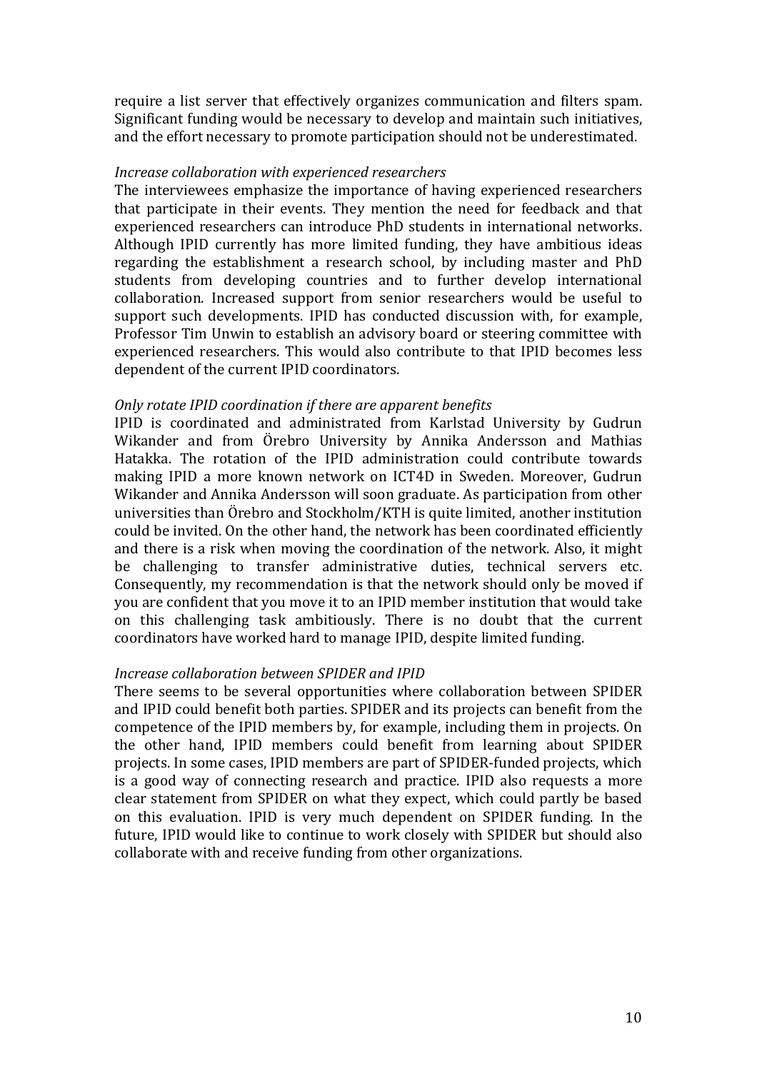require a list server that effectively organizes communication and filters spam. Significant funding would be necessary to develop and maintain such initiatives, and the effort necessary to promote participation should not be underestimated.

*Increase collaboration with experienced researchers*

The interviewees emphasize the importance of having experienced researchers that participate in their events. They mention the need for feedback and that experienced researchers can introduce PhD students in international networks. Although IPID currently has more limited funding, they have ambitious ideas regarding the establishment a research school, by including master and PhD students from developing countries and to further develop international collaboration. Increased support from senior researchers would be useful to support such developments. IPID has conducted discussion with, for example, Professor Tim Unwin to establish an advisory board or steering committee with experienced researchers. This would also contribute to that IPID becomes less dependent of the current IPID coordinators.

*Only rotate IPID coordination if there are apparent benefits*

IPID is coordinated and administrated from Karlstad University by Gudrun Wikander and from Örebro University by Annika Andersson and Mathias Hatakka. The rotation of the IPID administration could contribute towards making IPID a more known network on ICT4D in Sweden. Moreover, Gudrun Wikander and Annika Andersson will soon graduate. As participation from other universities than Örebro and Stockholm/KTH is quite limited, another institution could be invited. On the other hand, the network has been coordinated efficiently and there is a risk when moving the coordination of the network. Also, it might be challenging to transfer administrative duties, technical servers etc. Consequently, my recommendation is that the network should only be moved if you are confident that you move it to an IPID member institution that would take on this challenging task ambitiously. There is no doubt that the current coordinators have worked hard to manage IPID, despite limited funding.

*Increase collaboration between SPIDER and IPID*

There seems to be several opportunities where collaboration between SPIDER and IPID could benefit both parties. SPIDER and its projects can benefit from the competence of the IPID members by, for example, including them in projects. On the other hand, IPID members could benefit from learning about SPIDER projects. In some cases, IPID members are part of SPIDER-funded projects, which is a good way of connecting research and practice. IPID also requests a more clear statement from SPIDER on what they expect, which could partly be based on this evaluation. IPID is very much dependent on SPIDER funding. In the future, IPID would like to continue to work closely with SPIDER but should also collaborate with and receive funding from other organizations.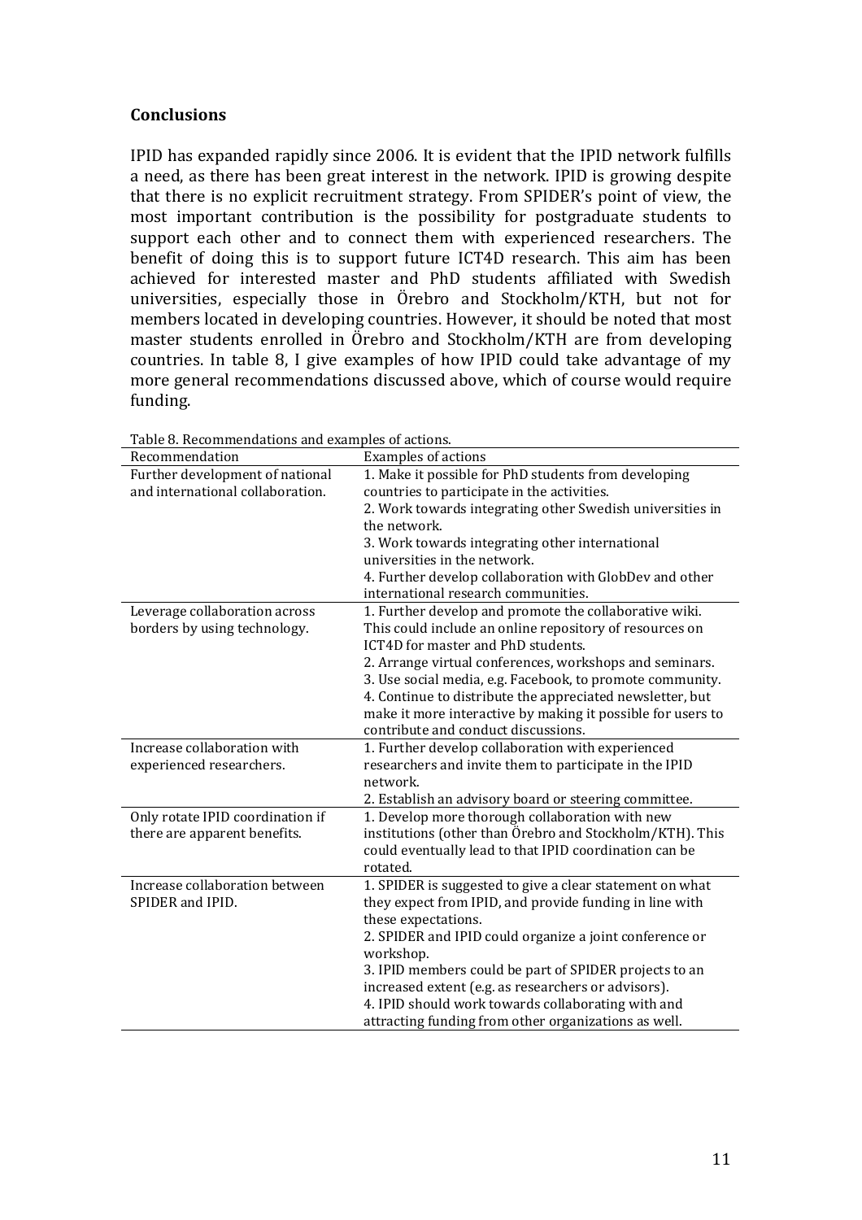**Conclusions**

IPID has expanded rapidly since 2006. It is evident that the IPID network fulfills a need, as there has been great interest in the network. IPID is growing despite that there is no explicit recruitment strategy. From SPIDER's point of view, the most important contribution is the possibility for postgraduate students to support each other and to connect them with experienced researchers. The benefit of doing this is to support future ICT4D research. This aim has been achieved for interested master and PhD students affiliated with Swedish universities, especially those in Örebro and Stockholm/KTH, but not for members located in developing countries. However, it should be noted that most master students enrolled in Örebro and Stockholm/KTH are from developing countries. In table 8, I give examples of how IPID could take advantage of my more general recommendations discussed above, which of course would require funding.

Table 8. Recommendations and examples of actions.

| Recommendation | Examples of actions |
|---|---|
| Further development of national and international collaboration. | 1. Make it possible for PhD students from developing countries to participate in the activities.<br>2. Work towards integrating other Swedish universities in the network.<br>3. Work towards integrating other international universities in the network.<br>4. Further develop collaboration with GlobDev and other international research communities. |
| Leverage collaboration across borders by using technology. | 1. Further develop and promote the collaborative wiki. This could include an online repository of resources on ICT4D for master and PhD students.<br>2. Arrange virtual conferences, workshops and seminars.<br>3. Use social media, e.g. Facebook, to promote community.<br>4. Continue to distribute the appreciated newsletter, but make it more interactive by making it possible for users to contribute and conduct discussions. |
| Increase collaboration with experienced researchers. | 1. Further develop collaboration with experienced researchers and invite them to participate in the IPID network.<br>2. Establish an advisory board or steering committee. |
| Only rotate IPID coordination if there are apparent benefits. | 1. Develop more thorough collaboration with new institutions (other than Örebro and Stockholm/KTH). This could eventually lead to that IPID coordination can be rotated. |
| Increase collaboration between SPIDER and IPID. | 1. SPIDER is suggested to give a clear statement on what they expect from IPID, and provide funding in line with these expectations.<br>2. SPIDER and IPID could organize a joint conference or workshop.<br>3. IPID members could be part of SPIDER projects to an increased extent (e.g. as researchers or advisors).<br>4. IPID should work towards collaborating with and attracting funding from other organizations as well. |